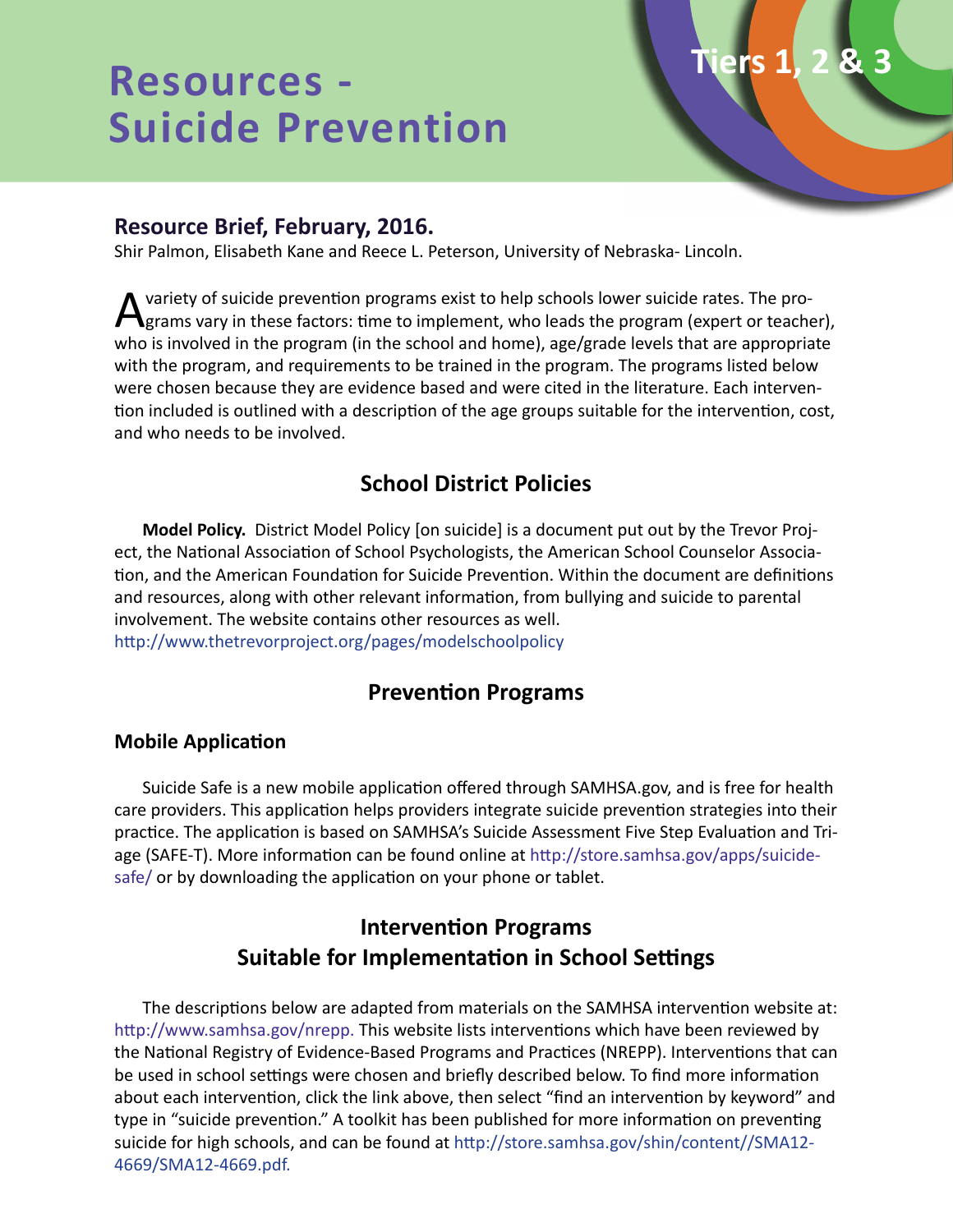# Resources - Suicide Prevention

Tiers 1, 2 & 3

### Resource Brief, February, 2016.

Shir Palmon, Elisabeth Kane and Reece L. Peterson, University of Nebraska- Lincoln.

A variety of suicide prevention programs exist to help schools lower suicide rates. The programs vary in these factors: time to implement, who leads the program (expert or teacher), who is involved in the program (in the school and home), age/grade levels that are appropriate with the program, and requirements to be trained in the program. The programs listed below were chosen because they are evidence based and were cited in the literature. Each intervention included is outlined with a description of the age groups suitable for the intervention, cost, and who needs to be involved.

## School District Policies

**Model Policy.** District Model Policy [on suicide] is a document put out by the Trevor Project, the National Association of School Psychologists, the American School Counselor Association, and the American Foundation for Suicide Prevention. Within the document are definitions and resources, along with other relevant information, from bullying and suicide to parental involvement. The website contains other resources as well.
http://www.thetrevorproject.org/pages/modelschoolpolicy

## Prevention Programs

### Mobile Application

Suicide Safe is a new mobile application offered through SAMHSA.gov, and is free for health care providers. This application helps providers integrate suicide prevention strategies into their practice. The application is based on SAMHSA's Suicide Assessment Five Step Evaluation and Triage (SAFE-T). More information can be found online at http://store.samhsa.gov/apps/suicide-safe/ or by downloading the application on your phone or tablet.

## Intervention Programs Suitable for Implementation in School Settings

The descriptions below are adapted from materials on the SAMHSA intervention website at: http://www.samhsa.gov/nrepp. This website lists interventions which have been reviewed by the National Registry of Evidence-Based Programs and Practices (NREPP). Interventions that can be used in school settings were chosen and briefly described below. To find more information about each intervention, click the link above, then select "find an intervention by keyword" and type in "suicide prevention." A toolkit has been published for more information on preventing suicide for high schools, and can be found at http://store.samhsa.gov/shin/content//SMA12-4669/SMA12-4669.pdf.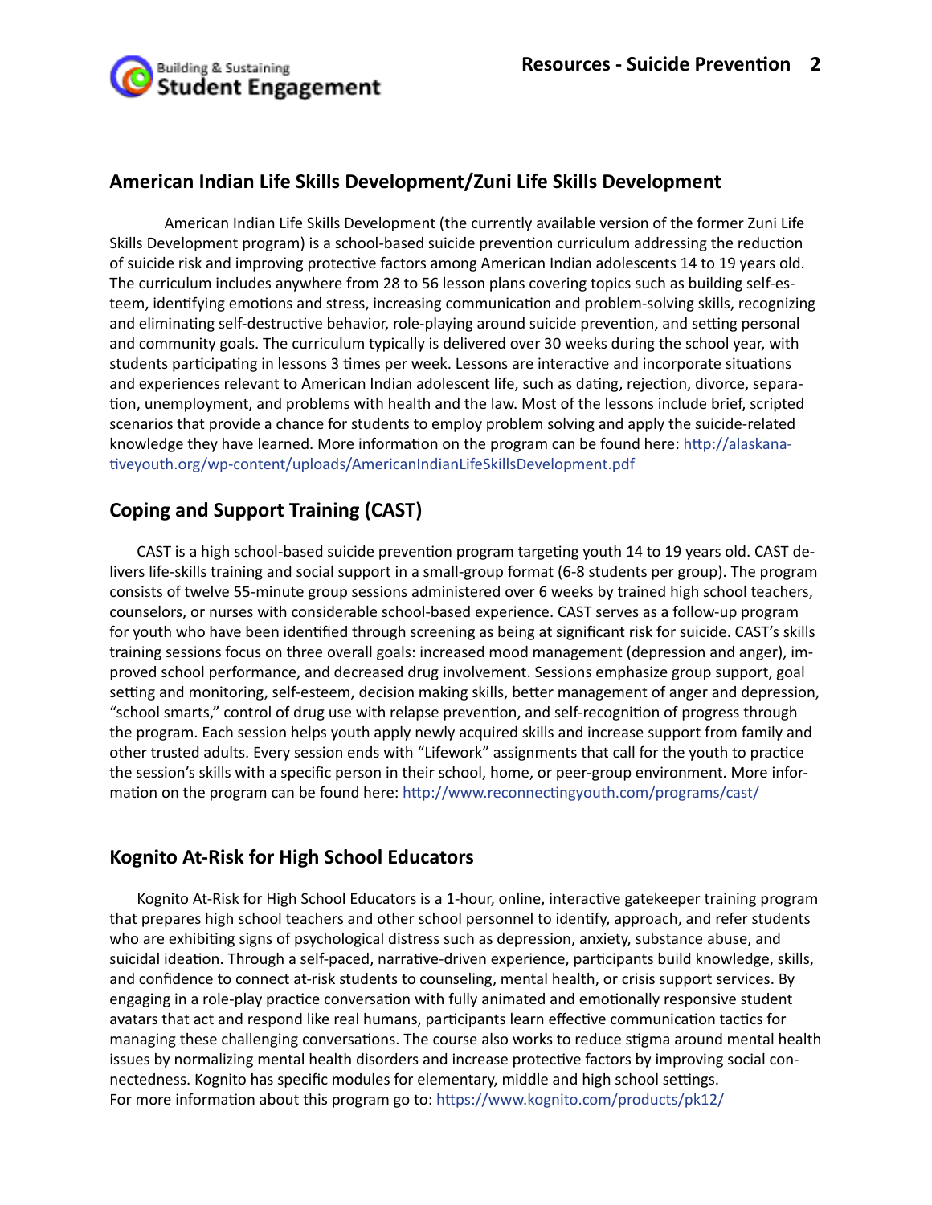## American Indian Life Skills Development/Zuni Life Skills Development

American Indian Life Skills Development (the currently available version of the former Zuni Life Skills Development program) is a school-based suicide prevention curriculum addressing the reduction of suicide risk and improving protective factors among American Indian adolescents 14 to 19 years old. The curriculum includes anywhere from 28 to 56 lesson plans covering topics such as building self-esteem, identifying emotions and stress, increasing communication and problem-solving skills, recognizing and eliminating self-destructive behavior, role-playing around suicide prevention, and setting personal and community goals. The curriculum typically is delivered over 30 weeks during the school year, with students participating in lessons 3 times per week. Lessons are interactive and incorporate situations and experiences relevant to American Indian adolescent life, such as dating, rejection, divorce, separation, unemployment, and problems with health and the law. Most of the lessons include brief, scripted scenarios that provide a chance for students to employ problem solving and apply the suicide-related knowledge they have learned. More information on the program can be found here: http://alaskanativeyouth.org/wp-content/uploads/AmericanIndianLifeSkillsDevelopment.pdf

## Coping and Support Training (CAST)

CAST is a high school-based suicide prevention program targeting youth 14 to 19 years old. CAST delivers life-skills training and social support in a small-group format (6-8 students per group). The program consists of twelve 55-minute group sessions administered over 6 weeks by trained high school teachers, counselors, or nurses with considerable school-based experience. CAST serves as a follow-up program for youth who have been identified through screening as being at significant risk for suicide. CAST's skills training sessions focus on three overall goals: increased mood management (depression and anger), improved school performance, and decreased drug involvement. Sessions emphasize group support, goal setting and monitoring, self-esteem, decision making skills, better management of anger and depression, "school smarts," control of drug use with relapse prevention, and self-recognition of progress through the program. Each session helps youth apply newly acquired skills and increase support from family and other trusted adults. Every session ends with "Lifework" assignments that call for the youth to practice the session's skills with a specific person in their school, home, or peer-group environment. More information on the program can be found here: http://www.reconnectingyouth.com/programs/cast/

## Kognito At-Risk for High School Educators

Kognito At-Risk for High School Educators is a 1-hour, online, interactive gatekeeper training program that prepares high school teachers and other school personnel to identify, approach, and refer students who are exhibiting signs of psychological distress such as depression, anxiety, substance abuse, and suicidal ideation. Through a self-paced, narrative-driven experience, participants build knowledge, skills, and confidence to connect at-risk students to counseling, mental health, or crisis support services. By engaging in a role-play practice conversation with fully animated and emotionally responsive student avatars that act and respond like real humans, participants learn effective communication tactics for managing these challenging conversations. The course also works to reduce stigma around mental health issues by normalizing mental health disorders and increase protective factors by improving social connectedness. Kognito has specific modules for elementary, middle and high school settings.
For more information about this program go to: https://www.kognito.com/products/pk12/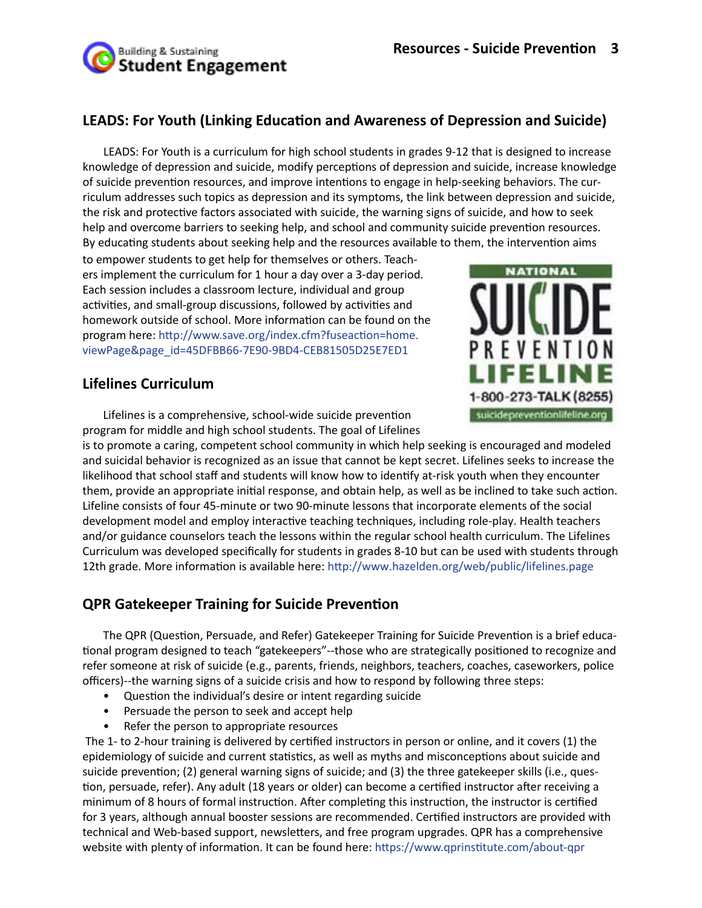## LEADS: For Youth (Linking Education and Awareness of Depression and Suicide)

LEADS: For Youth is a curriculum for high school students in grades 9-12 that is designed to increase knowledge of depression and suicide, modify perceptions of depression and suicide, increase knowledge of suicide prevention resources, and improve intentions to engage in help-seeking behaviors. The curriculum addresses such topics as depression and its symptoms, the link between depression and suicide, the risk and protective factors associated with suicide, the warning signs of suicide, and how to seek help and overcome barriers to seeking help, and school and community suicide prevention resources. By educating students about seeking help and the resources available to them, the intervention aims to empower students to get help for themselves or others. Teachers implement the curriculum for 1 hour a day over a 3-day period. Each session includes a classroom lecture, individual and group activities, and small-group discussions, followed by activities and homework outside of school. More information can be found on the program here: http://www.save.org/index.cfm?fuseaction=home.viewPage&page_id=45DFBB66-7E90-9BD4-CEB81505D25E7ED1

NATIONAL SUICIDE PREVENTION LIFELINE
1-800-273-TALK (8255)
suicidepreventionlifeline.org

## Lifelines Curriculum

Lifelines is a comprehensive, school-wide suicide prevention program for middle and high school students. The goal of Lifelines is to promote a caring, competent school community in which help seeking is encouraged and modeled and suicidal behavior is recognized as an issue that cannot be kept secret. Lifelines seeks to increase the likelihood that school staff and students will know how to identify at-risk youth when they encounter them, provide an appropriate initial response, and obtain help, as well as be inclined to take such action. Lifeline consists of four 45-minute or two 90-minute lessons that incorporate elements of the social development model and employ interactive teaching techniques, including role-play. Health teachers and/or guidance counselors teach the lessons within the regular school health curriculum. The Lifelines Curriculum was developed specifically for students in grades 8-10 but can be used with students through 12th grade. More information is available here: http://www.hazelden.org/web/public/lifelines.page

## QPR Gatekeeper Training for Suicide Prevention

The QPR (Question, Persuade, and Refer) Gatekeeper Training for Suicide Prevention is a brief educational program designed to teach "gatekeepers"--those who are strategically positioned to recognize and refer someone at risk of suicide (e.g., parents, friends, neighbors, teachers, coaches, caseworkers, police officers)--the warning signs of a suicide crisis and how to respond by following three steps:

- Question the individual's desire or intent regarding suicide
- Persuade the person to seek and accept help
- Refer the person to appropriate resources

The 1- to 2-hour training is delivered by certified instructors in person or online, and it covers (1) the epidemiology of suicide and current statistics, as well as myths and misconceptions about suicide and suicide prevention; (2) general warning signs of suicide; and (3) the three gatekeeper skills (i.e., question, persuade, refer). Any adult (18 years or older) can become a certified instructor after receiving a minimum of 8 hours of formal instruction. After completing this instruction, the instructor is certified for 3 years, although annual booster sessions are recommended. Certified instructors are provided with technical and Web-based support, newsletters, and free program upgrades. QPR has a comprehensive website with plenty of information. It can be found here: https://www.qprinstitute.com/about-qpr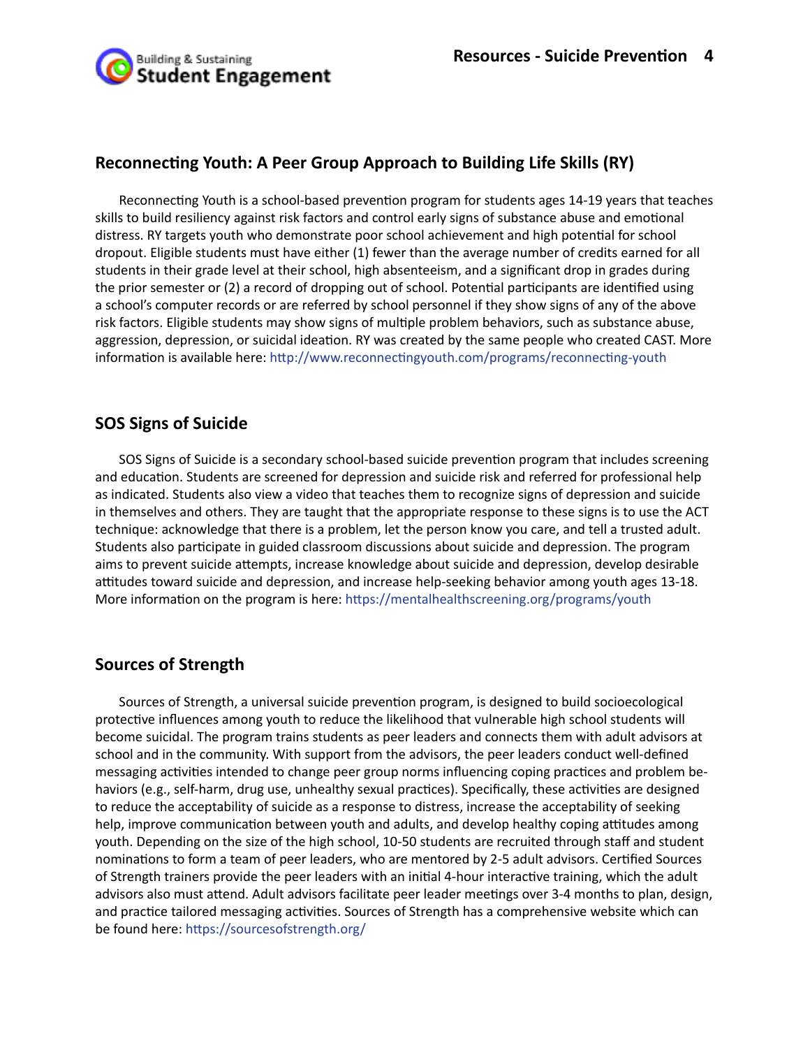## Reconnecting Youth: A Peer Group Approach to Building Life Skills (RY)

Reconnecting Youth is a school-based prevention program for students ages 14-19 years that teaches skills to build resiliency against risk factors and control early signs of substance abuse and emotional distress. RY targets youth who demonstrate poor school achievement and high potential for school dropout. Eligible students must have either (1) fewer than the average number of credits earned for all students in their grade level at their school, high absenteeism, and a significant drop in grades during the prior semester or (2) a record of dropping out of school. Potential participants are identified using a school's computer records or are referred by school personnel if they show signs of any of the above risk factors. Eligible students may show signs of multiple problem behaviors, such as substance abuse, aggression, depression, or suicidal ideation. RY was created by the same people who created CAST. More information is available here: http://www.reconnectingyouth.com/programs/reconnecting-youth

## SOS Signs of Suicide

SOS Signs of Suicide is a secondary school-based suicide prevention program that includes screening and education. Students are screened for depression and suicide risk and referred for professional help as indicated. Students also view a video that teaches them to recognize signs of depression and suicide in themselves and others. They are taught that the appropriate response to these signs is to use the ACT technique: acknowledge that there is a problem, let the person know you care, and tell a trusted adult. Students also participate in guided classroom discussions about suicide and depression. The program aims to prevent suicide attempts, increase knowledge about suicide and depression, develop desirable attitudes toward suicide and depression, and increase help-seeking behavior among youth ages 13-18. More information on the program is here: https://mentalhealthscreening.org/programs/youth

## Sources of Strength

Sources of Strength, a universal suicide prevention program, is designed to build socioecological protective influences among youth to reduce the likelihood that vulnerable high school students will become suicidal. The program trains students as peer leaders and connects them with adult advisors at school and in the community. With support from the advisors, the peer leaders conduct well-defined messaging activities intended to change peer group norms influencing coping practices and problem behaviors (e.g., self-harm, drug use, unhealthy sexual practices). Specifically, these activities are designed to reduce the acceptability of suicide as a response to distress, increase the acceptability of seeking help, improve communication between youth and adults, and develop healthy coping attitudes among youth. Depending on the size of the high school, 10-50 students are recruited through staff and student nominations to form a team of peer leaders, who are mentored by 2-5 adult advisors. Certified Sources of Strength trainers provide the peer leaders with an initial 4-hour interactive training, which the adult advisors also must attend. Adult advisors facilitate peer leader meetings over 3-4 months to plan, design, and practice tailored messaging activities. Sources of Strength has a comprehensive website which can be found here: https://sourcesofstrength.org/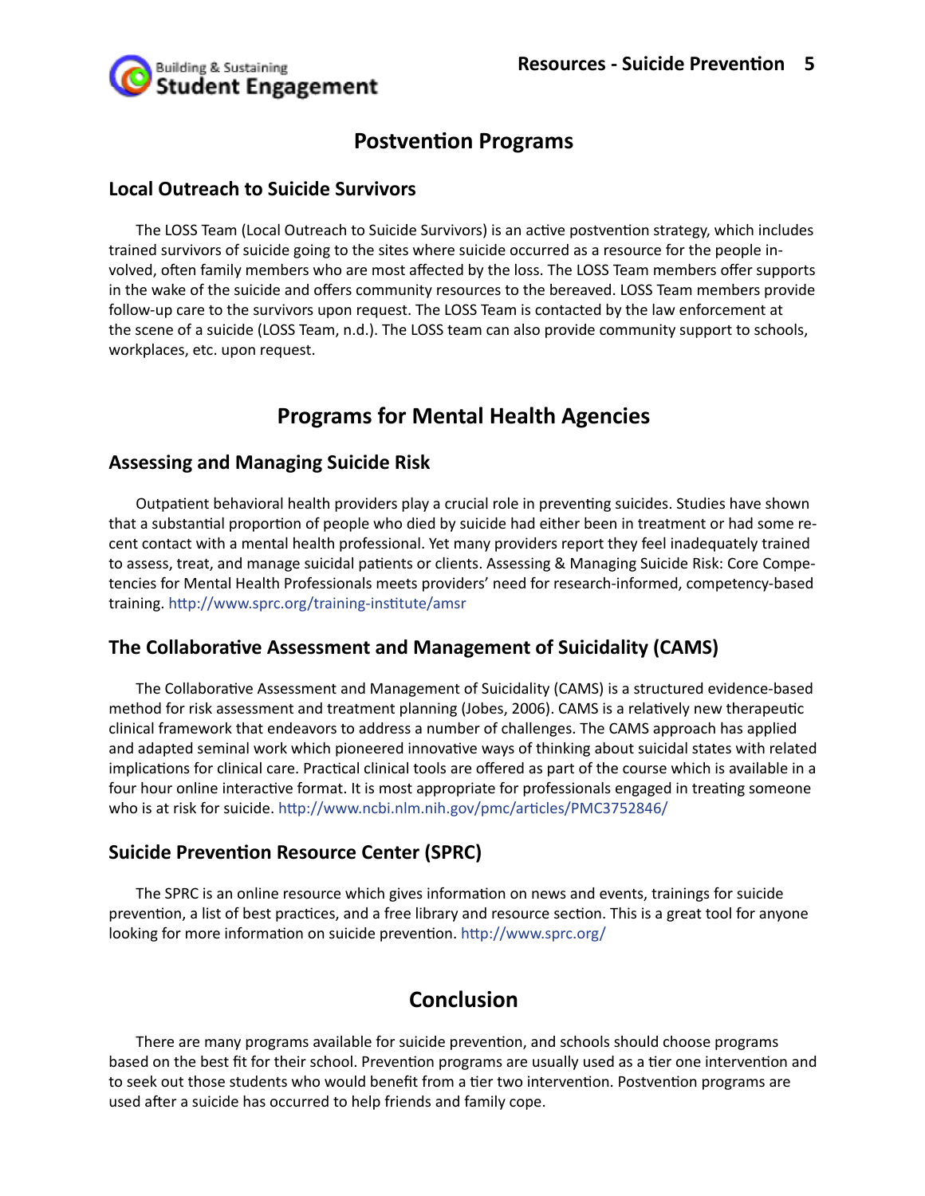## Postvention Programs

### Local Outreach to Suicide Survivors

The LOSS Team (Local Outreach to Suicide Survivors) is an active postvention strategy, which includes trained survivors of suicide going to the sites where suicide occurred as a resource for the people involved, often family members who are most affected by the loss. The LOSS Team members offer supports in the wake of the suicide and offers community resources to the bereaved. LOSS Team members provide follow-up care to the survivors upon request. The LOSS Team is contacted by the law enforcement at the scene of a suicide (LOSS Team, n.d.). The LOSS team can also provide community support to schools, workplaces, etc. upon request.

## Programs for Mental Health Agencies

### Assessing and Managing Suicide Risk

Outpatient behavioral health providers play a crucial role in preventing suicides. Studies have shown that a substantial proportion of people who died by suicide had either been in treatment or had some recent contact with a mental health professional. Yet many providers report they feel inadequately trained to assess, treat, and manage suicidal patients or clients. Assessing & Managing Suicide Risk: Core Competencies for Mental Health Professionals meets providers' need for research-informed, competency-based training. http://www.sprc.org/training-institute/amsr

### The Collaborative Assessment and Management of Suicidality (CAMS)

The Collaborative Assessment and Management of Suicidality (CAMS) is a structured evidence-based method for risk assessment and treatment planning (Jobes, 2006). CAMS is a relatively new therapeutic clinical framework that endeavors to address a number of challenges. The CAMS approach has applied and adapted seminal work which pioneered innovative ways of thinking about suicidal states with related implications for clinical care. Practical clinical tools are offered as part of the course which is available in a four hour online interactive format. It is most appropriate for professionals engaged in treating someone who is at risk for suicide. http://www.ncbi.nlm.nih.gov/pmc/articles/PMC3752846/

### Suicide Prevention Resource Center (SPRC)

The SPRC is an online resource which gives information on news and events, trainings for suicide prevention, a list of best practices, and a free library and resource section. This is a great tool for anyone looking for more information on suicide prevention. http://www.sprc.org/

## Conclusion

There are many programs available for suicide prevention, and schools should choose programs based on the best fit for their school. Prevention programs are usually used as a tier one intervention and to seek out those students who would benefit from a tier two intervention. Postvention programs are used after a suicide has occurred to help friends and family cope.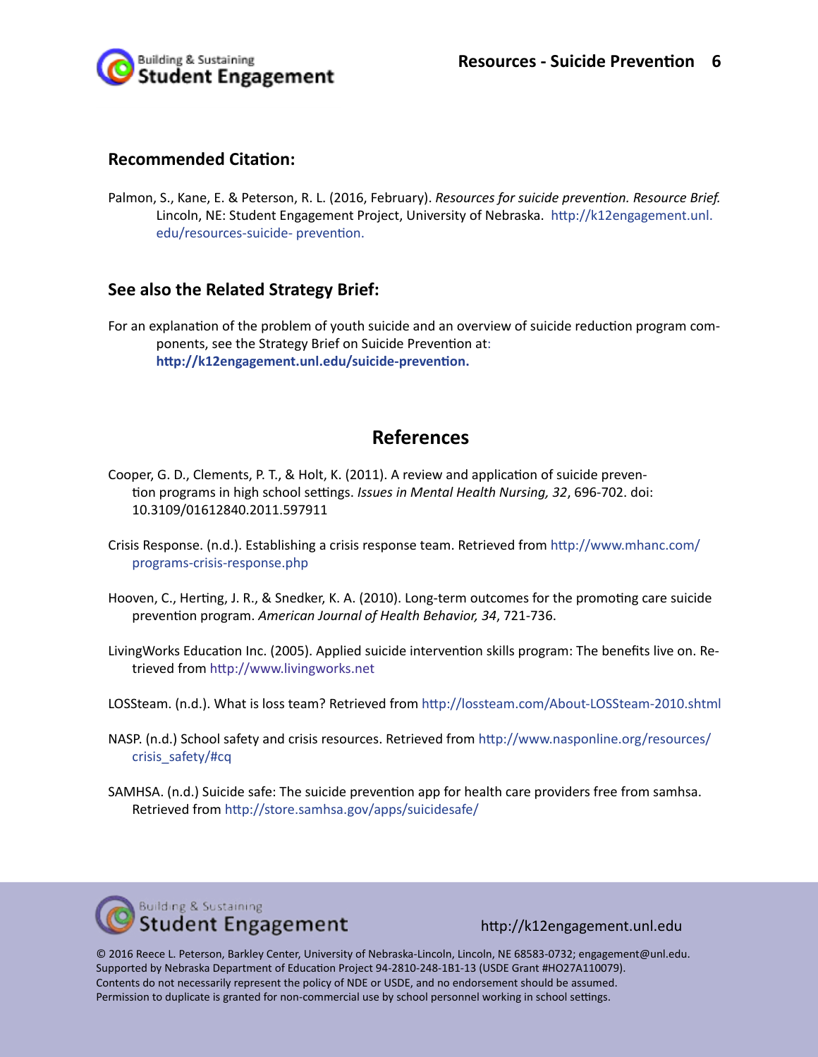## Recommended Citation:

Palmon, S., Kane, E. & Peterson, R. L. (2016, February). *Resources for suicide prevention. Resource Brief.* Lincoln, NE: Student Engagement Project, University of Nebraska. http://k12engagement.unl.edu/resources-suicide- prevention.

## See also the Related Strategy Brief:

For an explanation of the problem of youth suicide and an overview of suicide reduction program components, see the Strategy Brief on Suicide Prevention at: **http://k12engagement.unl.edu/suicide-prevention.**

## References

Cooper, G. D., Clements, P. T., & Holt, K. (2011). A review and application of suicide prevention programs in high school settings. *Issues in Mental Health Nursing, 32*, 696-702. doi: 10.3109/01612840.2011.597911

Crisis Response. (n.d.). Establishing a crisis response team. Retrieved from http://www.mhanc.com/programs-crisis-response.php

Hooven, C., Herting, J. R., & Snedker, K. A. (2010). Long-term outcomes for the promoting care suicide prevention program. *American Journal of Health Behavior, 34*, 721-736.

LivingWorks Education Inc. (2005). Applied suicide intervention skills program: The benefits live on. Retrieved from http://www.livingworks.net

LOSSteam. (n.d.). What is loss team? Retrieved from http://lossteam.com/About-LOSSteam-2010.shtml

NASP. (n.d.) School safety and crisis resources. Retrieved from http://www.nasponline.org/resources/crisis_safety/#cq

SAMHSA. (n.d.) Suicide safe: The suicide prevention app for health care providers free from samhsa. Retrieved from http://store.samhsa.gov/apps/suicidesafe/

Building & Sustaining Student Engagement

http://k12engagement.unl.edu

© 2016 Reece L. Peterson, Barkley Center, University of Nebraska-Lincoln, Lincoln, NE 68583-0732; engagement@unl.edu.
Supported by Nebraska Department of Education Project 94-2810-248-1B1-13 (USDE Grant #HO27A110079).
Contents do not necessarily represent the policy of NDE or USDE, and no endorsement should be assumed.
Permission to duplicate is granted for non-commercial use by school personnel working in school settings.